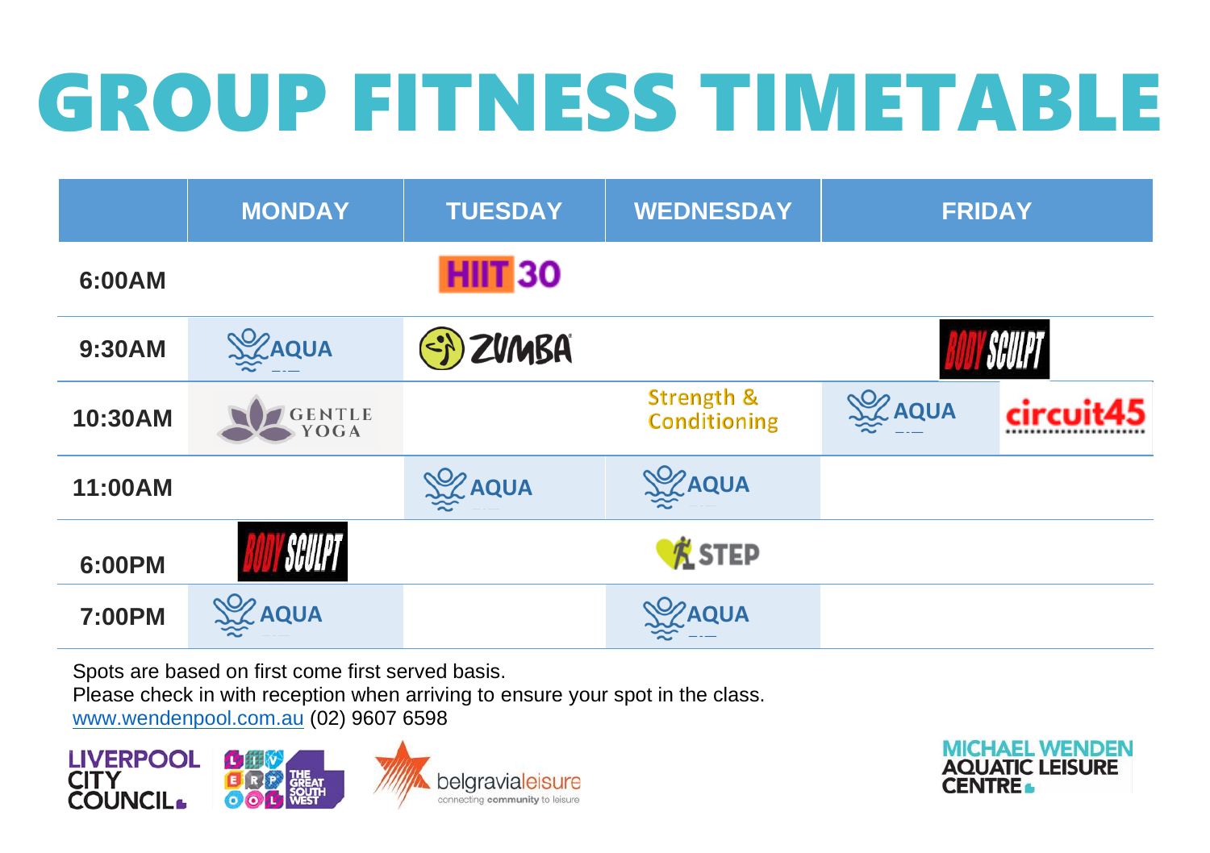# GROUP FITNESS TIMETABLE

| | MONDAY | TUESDAY | WEDNESDAY | FRIDAY |
|---|---|---|---|---|
| **6:00AM** | | HIIT 30 | | |
| **9:30AM** | AQUA | ZUMBA | | BODY SCULPT |
| **10:30AM** | GENTLE YOGA | | Strength & Conditioning | AQUA / circuit45 |
| **11:00AM** | | AQUA | AQUA | |
| **6:00PM** | BODY SCULPT | | STEP | |
| **7:00PM** | AQUA | | AQUA | |

Spots are based on first come first served basis.
Please check in with reception when arriving to ensure your spot in the class.
www.wendenpool.com.au (02) 9607 6598

LIVERPOOL CITY COUNCIL · belgravialeisure – connecting community to leisure · MICHAEL WENDEN AQUATIC LEISURE CENTRE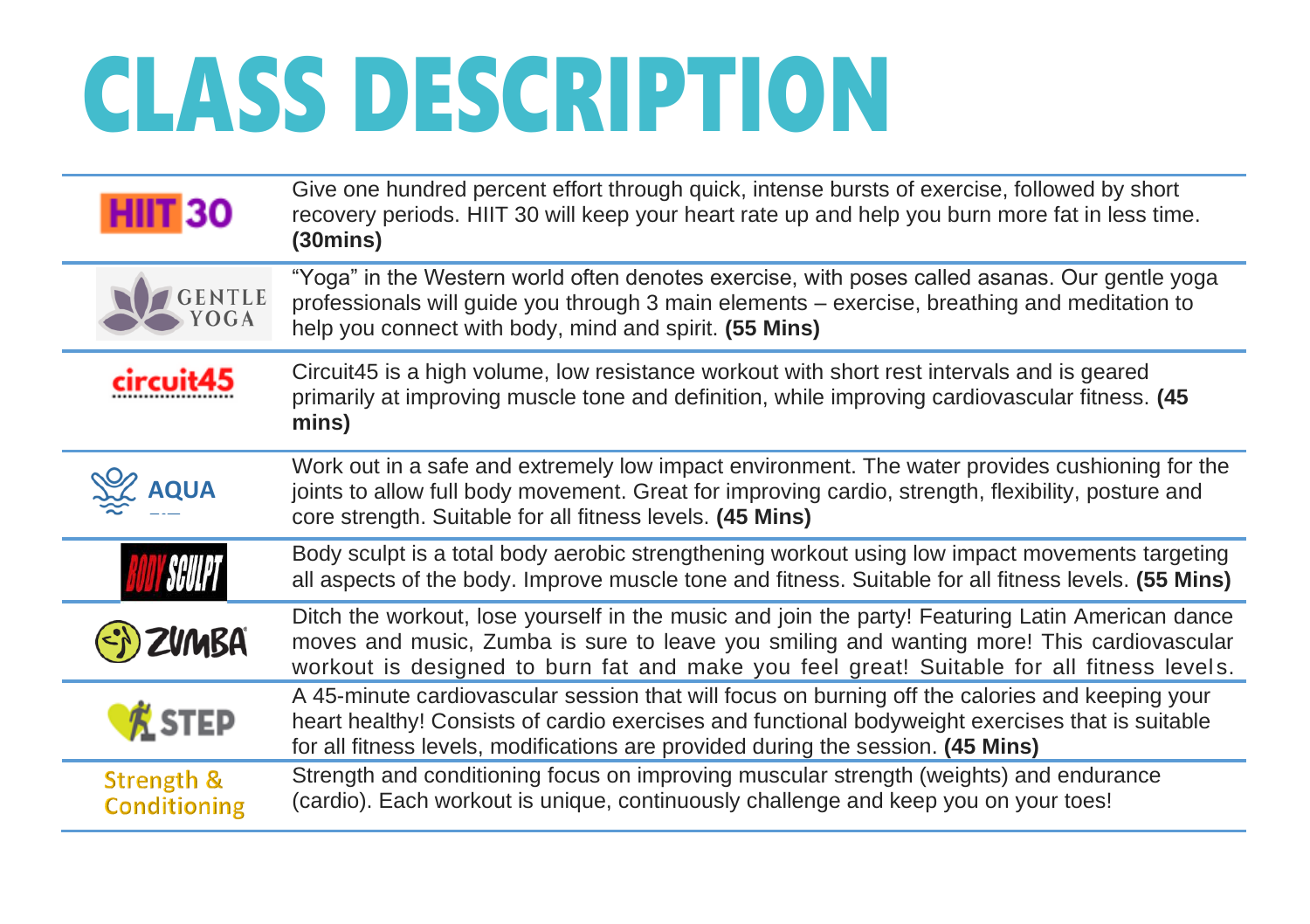# CLASS DESCRIPTION

| | |
|---|---|
| HIIT 30 | Give one hundred percent effort through quick, intense bursts of exercise, followed by short recovery periods. HIIT 30 will keep your heart rate up and help you burn more fat in less time. **(30mins)** |
| GENTLE YOGA | "Yoga" in the Western world often denotes exercise, with poses called asanas. Our gentle yoga professionals will guide you through 3 main elements – exercise, breathing and meditation to help you connect with body, mind and spirit. **(55 Mins)** |
| circuit45 | Circuit45 is a high volume, low resistance workout with short rest intervals and is geared primarily at improving muscle tone and definition, while improving cardiovascular fitness. **(45 mins)** |
| AQUA | Work out in a safe and extremely low impact environment. The water provides cushioning for the joints to allow full body movement. Great for improving cardio, strength, flexibility, posture and core strength. Suitable for all fitness levels. **(45 Mins)** |
| BODY SCULPT | Body sculpt is a total body aerobic strengthening workout using low impact movements targeting all aspects of the body. Improve muscle tone and fitness. Suitable for all fitness levels. **(55 Mins)** |
| ZUMBA | Ditch the workout, lose yourself in the music and join the party! Featuring Latin American dance moves and music, Zumba is sure to leave you smiling and wanting more! This cardiovascular workout is designed to burn fat and make you feel great! Suitable for all fitness levels. |
| STEP | A 45-minute cardiovascular session that will focus on burning off the calories and keeping your heart healthy! Consists of cardio exercises and functional bodyweight exercises that is suitable for all fitness levels, modifications are provided during the session. **(45 Mins)** |
| Strength & Conditioning | Strength and conditioning focus on improving muscular strength (weights) and endurance (cardio). Each workout is unique, continuously challenge and keep you on your toes! |